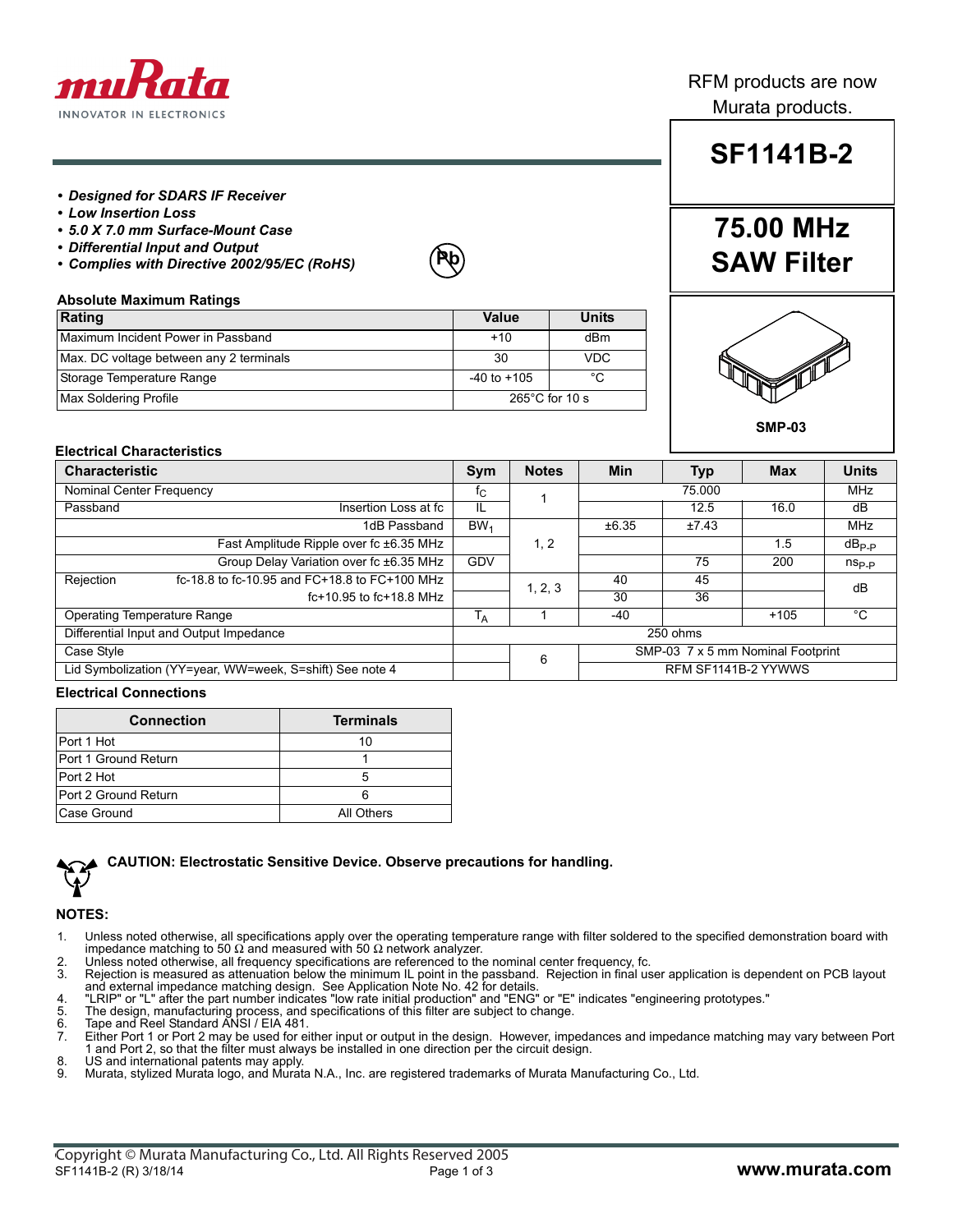RFM products are now Murata products.

# SF1141B-2

# 75.00 MHz SAW Filter

- ***Designed for SDARS IF Receiver***
- ***Low Insertion Loss***
- ***5.0 X 7.0 mm Surface-Mount Case***
- ***Differential Input and Output***
- ***Complies with Directive 2002/95/EC (RoHS)***

SMP-03

### Absolute Maximum Ratings

| Rating | Value | Units |
|---|---|---|
| Maximum Incident Power in Passband | +10 | dBm |
| Max. DC voltage between any 2 terminals | 30 | VDC |
| Storage Temperature Range | -40 to +105 | °C |
| Max Soldering Profile | 265°C for 10 s | |

### Electrical Characteristics

| Characteristic | | Sym | Notes | Min | Typ | Max | Units |
|---|---|---|---|---|---|---|---|
| Nominal Center Frequency | | $f_C$ | 1 | | 75.000 | | MHz |
| Passband | Insertion Loss at fc | IL | | | 12.5 | 16.0 | dB |
| | 1dB Passband | $BW_1$ | 1, 2 | ±6.35 | ±7.43 | | MHz |
| | Fast Amplitude Ripple over fc ±6.35 MHz | | | | | 1.5 | $dB_{P-P}$ |
| | Group Delay Variation over fc ±6.35 MHz | GDV | | | 75 | 200 | $ns_{P-P}$ |
| Rejection | fc-18.8 to fc-10.95 and FC+18.8 to FC+100 MHz | | 1, 2, 3 | 40 | 45 | | dB |
| | fc+10.95 to fc+18.8 MHz | | | 30 | 36 | | |
| Operating Temperature Range | | $T_A$ | 1 | -40 | | +105 | °C |
| Differential Input and Output Impedance | | | | | 250 ohms | | |
| Case Style | | | 6 | | SMP-03 7 x 5 mm Nominal Footprint | | |
| Lid Symbolization (YY=year, WW=week, S=shift) See note 4 | | | | | RFM SF1141B-2 YYWWS | | |

### Electrical Connections

| Connection | Terminals |
|---|---|
| Port 1 Hot | 10 |
| Port 1 Ground Return | 1 |
| Port 2 Hot | 5 |
| Port 2 Ground Return | 6 |
| Case Ground | All Others |

**CAUTION: Electrostatic Sensitive Device. Observe precautions for handling.**

### NOTES:

1. Unless noted otherwise, all specifications apply over the operating temperature range with filter soldered to the specified demonstration board with impedance matching to 50 Ω and measured with 50 Ω network analyzer.
2. Unless noted otherwise, all frequency specifications are referenced to the nominal center frequency, fc.
3. Rejection is measured as attenuation below the minimum IL point in the passband. Rejection in final user application is dependent on PCB layout and external impedance matching design. See Application Note No. 42 for details.
4. "LRIP" or "L" after the part number indicates "low rate initial production" and "ENG" or "E" indicates "engineering prototypes."
5. The design, manufacturing process, and specifications of this filter are subject to change.
6. Tape and Reel Standard ANSI / EIA 481.
7. Either Port 1 or Port 2 may be used for either input or output in the design. However, impedances and impedance matching may vary between Port 1 and Port 2, so that the filter must always be installed in one direction per the circuit design.
8. US and international patents may apply.
9. Murata, stylized Murata logo, and Murata N.A., Inc. are registered trademarks of Murata Manufacturing Co., Ltd.

Copyright © Murata Manufacturing Co., Ltd. All Rights Reserved 2005
SF1141B-2 (R) 3/18/14
www.murata.com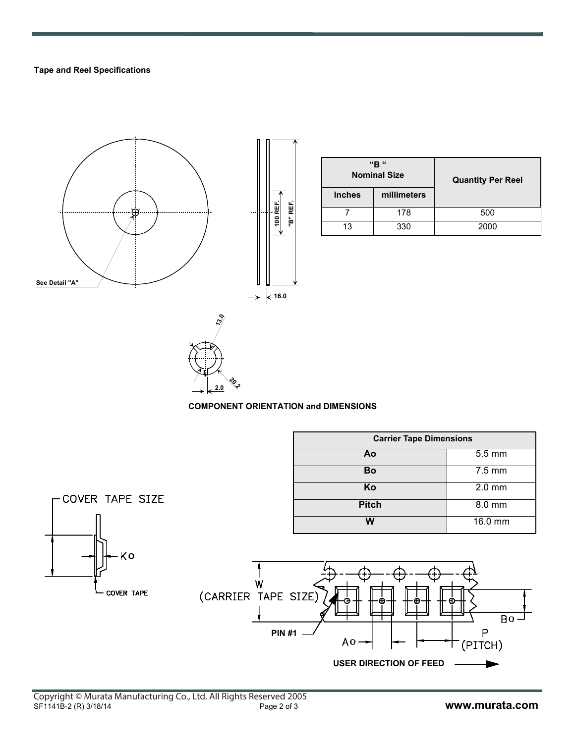### Tape and Reel Specifications

| "B" Nominal Size | | Quantity Per Reel |
|---|---|---|
| Inches | millimeters | |
| 7 | 178 | 500 |
| 13 | 330 | 2000 |

See Detail "A"

100 REF.

"B" REF.

16.0

13.0

20.2

2.0

**COMPONENT ORIENTATION and DIMENSIONS**

| Carrier Tape Dimensions | |
|---|---|
| Ao | 5.5 mm |
| Bo | 7.5 mm |
| Ko | 2.0 mm |
| Pitch | 8.0 mm |
| W | 16.0 mm |

COVER TAPE SIZE

Ko

COVER TAPE

W (CARRIER TAPE SIZE)

PIN #1

Ao

Bo

P (PITCH)

USER DIRECTION OF FEED

Copyright © Murata Manufacturing Co., Ltd. All Rights Reserved 2005

SF1141B-2 (R) 3/18/14

www.murata.com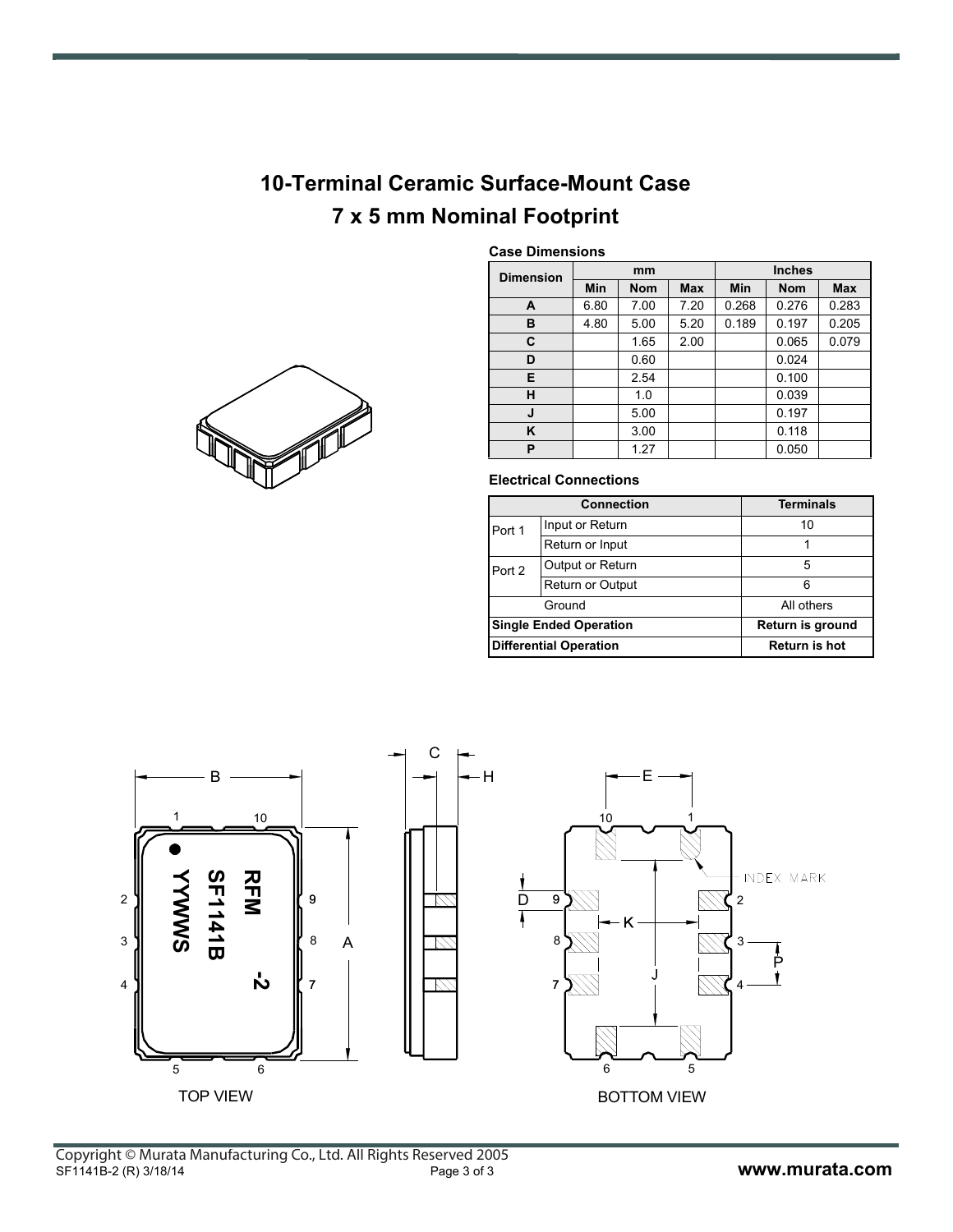# 10-Terminal Ceramic Surface-Mount Case
## 7 x 5 mm Nominal Footprint

**Case Dimensions**

| Dimension | mm | | | Inches | | |
|---|---|---|---|---|---|---|
| | Min | Nom | Max | Min | Nom | Max |
| A | 6.80 | 7.00 | 7.20 | 0.268 | 0.276 | 0.283 |
| B | 4.80 | 5.00 | 5.20 | 0.189 | 0.197 | 0.205 |
| C | | 1.65 | 2.00 | | 0.065 | 0.079 |
| D | | 0.60 | | | 0.024 | |
| E | | 2.54 | | | 0.100 | |
| H | | 1.0 | | | 0.039 | |
| J | | 5.00 | | | 0.197 | |
| K | | 3.00 | | | 0.118 | |
| P | | 1.27 | | | 0.050 | |

**Electrical Connections**

| Connection | | Terminals |
|---|---|---|
| Port 1 | Input or Return | 10 |
| | Return or Input | 1 |
| Port 2 | Output or Return | 5 |
| | Return or Output | 6 |
| Ground | | All others |
| **Single Ended Operation** | | **Return is ground** |
| **Differential Operation** | | **Return is hot** |

TOP VIEW

BOTTOM VIEW

Copyright © Murata Manufacturing Co., Ltd. All Rights Reserved 2005

SF1141B-2 (R) 3/18/14

www.murata.com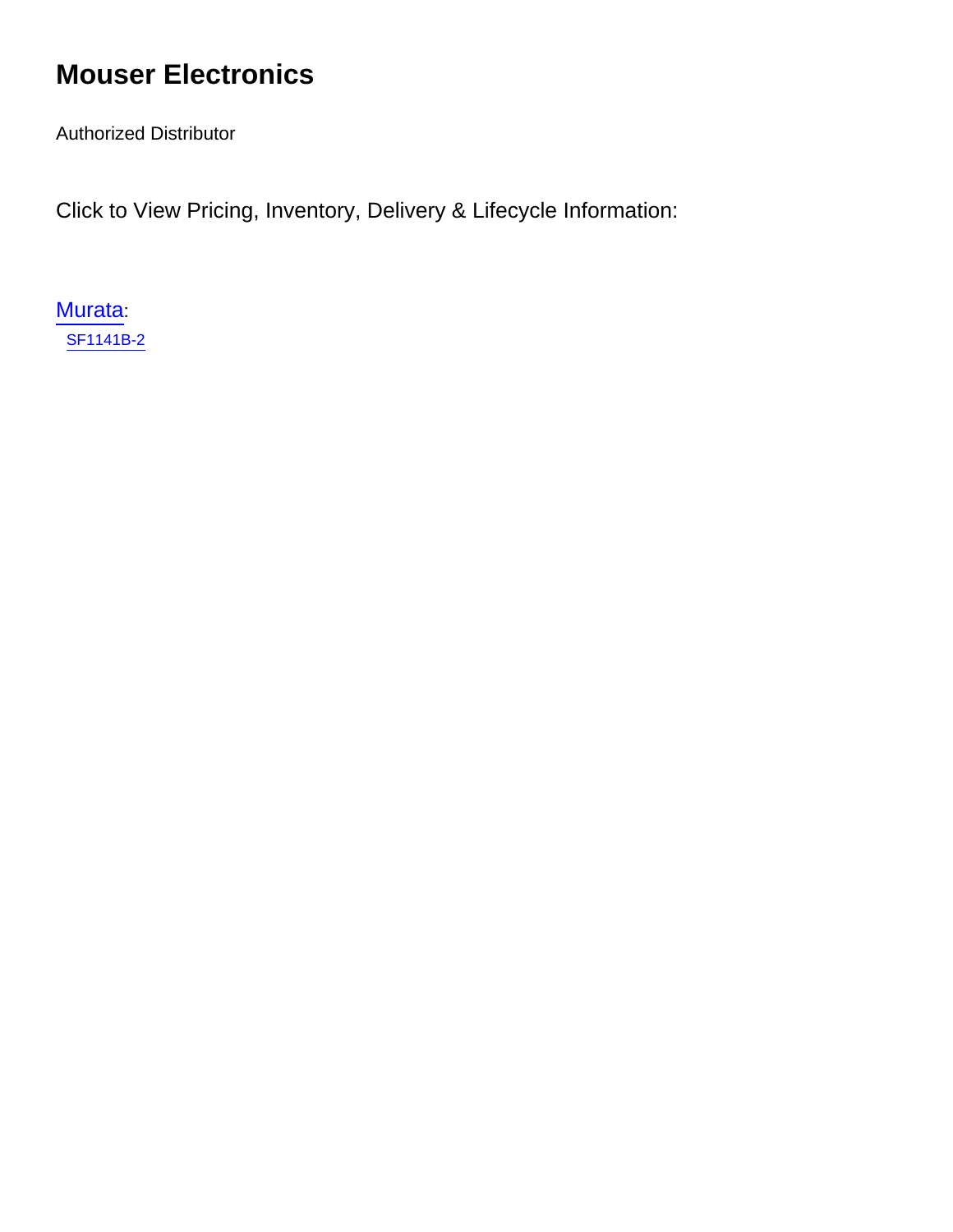# Mouser Electronics

Authorized Distributor

Click to View Pricing, Inventory, Delivery & Lifecycle Information:

Murata:

SF1141B-2